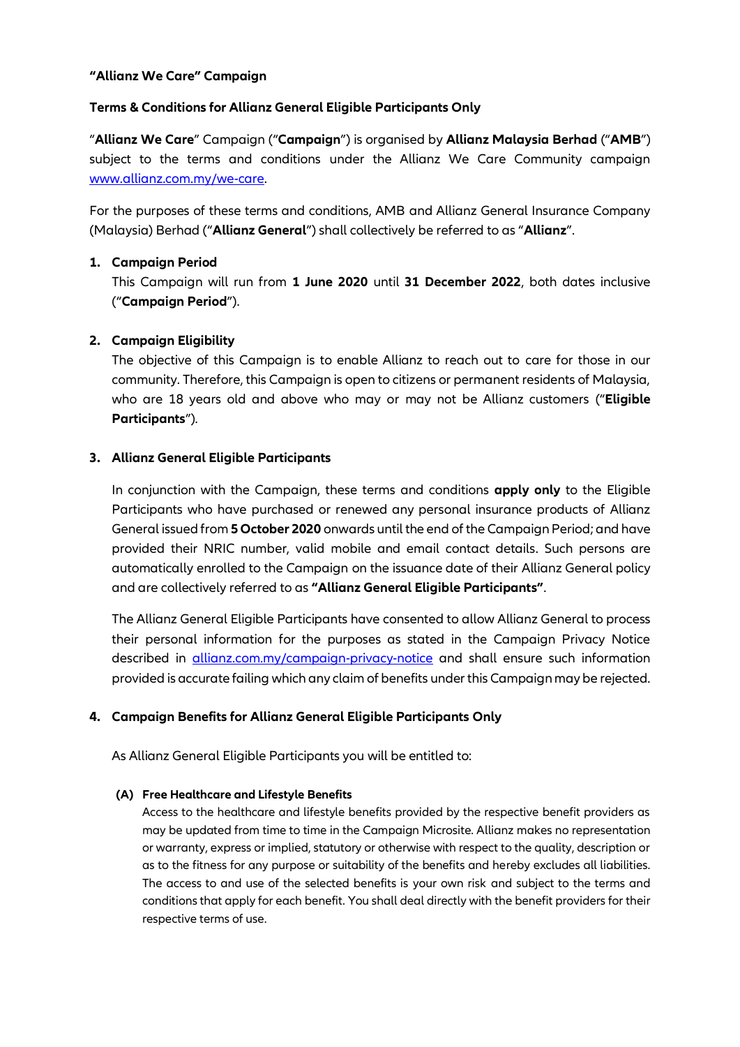**"Allianz We Care" Campaign**

**Terms & Conditions for Allianz General Eligible Participants Only**

"**Allianz We Care**" Campaign ("**Campaign**") is organised by **Allianz Malaysia Berhad** ("**AMB**") subject to the terms and conditions under the Allianz We Care Community campaign [www.allianz.com.my/we-care](www.allianz.com.my/we-care).

For the purposes of these terms and conditions, AMB and Allianz General Insurance Company (Malaysia) Berhad ("**Allianz General**") shall collectively be referred to as "**Allianz**".

1. **Campaign Period**

   This Campaign will run from **1 June 2020** until **31 December 2022**, both dates inclusive ("**Campaign Period**").

2. **Campaign Eligibility**

   The objective of this Campaign is to enable Allianz to reach out to care for those in our community. Therefore, this Campaign is open to citizens or permanent residents of Malaysia, who are 18 years old and above who may or may not be Allianz customers ("**Eligible Participants**").

3. **Allianz General Eligible Participants**

   In conjunction with the Campaign, these terms and conditions **apply only** to the Eligible Participants who have purchased or renewed any personal insurance products of Allianz General issued from **5 October 2020** onwards until the end of the Campaign Period; and have provided their NRIC number, valid mobile and email contact details. Such persons are automatically enrolled to the Campaign on the issuance date of their Allianz General policy and are collectively referred to as **"Allianz General Eligible Participants"**.

   The Allianz General Eligible Participants have consented to allow Allianz General to process their personal information for the purposes as stated in the Campaign Privacy Notice described in [allianz.com.my/campaign-privacy-notice](allianz.com.my/campaign-privacy-notice) and shall ensure such information provided is accurate failing which any claim of benefits under this Campaign may be rejected.

4. **Campaign Benefits for Allianz General Eligible Participants Only**

   As Allianz General Eligible Participants you will be entitled to:

   **(A) Free Healthcare and Lifestyle Benefits**

   Access to the healthcare and lifestyle benefits provided by the respective benefit providers as may be updated from time to time in the Campaign Microsite. Allianz makes no representation or warranty, express or implied, statutory or otherwise with respect to the quality, description or as to the fitness for any purpose or suitability of the benefits and hereby excludes all liabilities. The access to and use of the selected benefits is your own risk and subject to the terms and conditions that apply for each benefit. You shall deal directly with the benefit providers for their respective terms of use.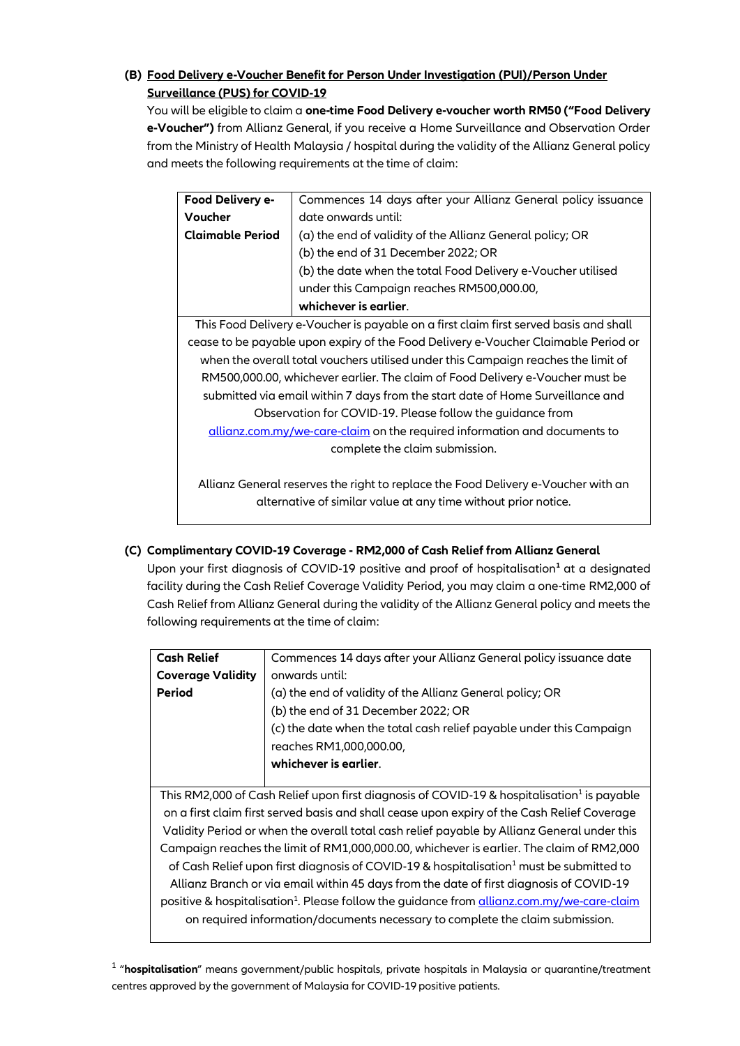**(B) <u>Food Delivery e-Voucher Benefit for Person Under Investigation (PUI)/Person Under Surveillance (PUS) for COVID-19</u>**

You will be eligible to claim a **one-time Food Delivery e-voucher worth RM50 ("Food Delivery e-Voucher")** from Allianz General, if you receive a Home Surveillance and Observation Order from the Ministry of Health Malaysia / hospital during the validity of the Allianz General policy and meets the following requirements at the time of claim:

| **Food Delivery e-Voucher Claimable Period** | Commences 14 days after your Allianz General policy issuance date onwards until:<br>(a) the end of validity of the Allianz General policy; OR<br>(b) the end of 31 December 2022; OR<br>(b) the date when the total Food Delivery e-Voucher utilised under this Campaign reaches RM500,000.00,<br>**whichever is earlier**. |
|---|---|
| This Food Delivery e-Voucher is payable on a first claim first served basis and shall cease to be payable upon expiry of the Food Delivery e-Voucher Claimable Period or when the overall total vouchers utilised under this Campaign reaches the limit of RM500,000.00, whichever earlier. The claim of Food Delivery e-Voucher must be submitted via email within 7 days from the start date of Home Surveillance and Observation for COVID-19. Please follow the guidance from allianz.com.my/we-care-claim on the required information and documents to complete the claim submission.<br><br>Allianz General reserves the right to replace the Food Delivery e-Voucher with an alternative of similar value at any time without prior notice. | |

**(C) Complimentary COVID-19 Coverage - RM2,000 of Cash Relief from Allianz General**

Upon your first diagnosis of COVID-19 positive and proof of hospitalisation[1] at a designated facility during the Cash Relief Coverage Validity Period, you may claim a one-time RM2,000 of Cash Relief from Allianz General during the validity of the Allianz General policy and meets the following requirements at the time of claim:

| **Cash Relief Coverage Validity Period** | Commences 14 days after your Allianz General policy issuance date onwards until:<br>(a) the end of validity of the Allianz General policy; OR<br>(b) the end of 31 December 2022; OR<br>(c) the date when the total cash relief payable under this Campaign reaches RM1,000,000.00,<br>**whichever is earlier**. |
|---|---|
| This RM2,000 of Cash Relief upon first diagnosis of COVID-19 & hospitalisation[1] is payable on a first claim first served basis and shall cease upon expiry of the Cash Relief Coverage Validity Period or when the overall total cash relief payable by Allianz General under this Campaign reaches the limit of RM1,000,000.00, whichever is earlier. The claim of RM2,000 of Cash Relief upon first diagnosis of COVID-19 & hospitalisation[1] must be submitted to Allianz Branch or via email within 45 days from the date of first diagnosis of COVID-19 positive & hospitalisation[1]. Please follow the guidance from allianz.com.my/we-care-claim on required information/documents necessary to complete the claim submission. | |

[1] "**hospitalisation**" means government/public hospitals, private hospitals in Malaysia or quarantine/treatment centres approved by the government of Malaysia for COVID-19 positive patients.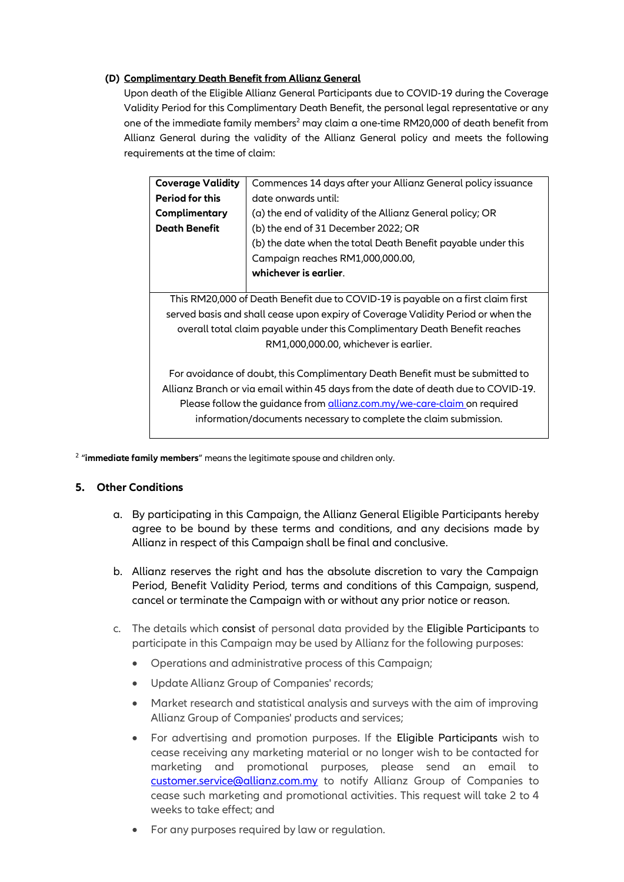**(D) Complimentary Death Benefit from Allianz General**

Upon death of the Eligible Allianz General Participants due to COVID-19 during the Coverage Validity Period for this Complimentary Death Benefit, the personal legal representative or any one of the immediate family members[2] may claim a one-time RM20,000 of death benefit from Allianz General during the validity of the Allianz General policy and meets the following requirements at the time of claim:

| **Coverage Validity Period for this Complimentary Death Benefit** | Commences 14 days after your Allianz General policy issuance date onwards until:<br>(a) the end of validity of the Allianz General policy; OR<br>(b) the end of 31 December 2022; OR<br>(b) the date when the total Death Benefit payable under this Campaign reaches RM1,000,000.00,<br>**whichever is earlier**. |
|---|---|
| This RM20,000 of Death Benefit due to COVID-19 is payable on a first claim first served basis and shall cease upon expiry of Coverage Validity Period or when the overall total claim payable under this Complimentary Death Benefit reaches RM1,000,000.00, whichever is earlier.<br><br>For avoidance of doubt, this Complimentary Death Benefit must be submitted to Allianz Branch or via email within 45 days from the date of death due to COVID-19. Please follow the guidance from allianz.com.my/we-care-claim on required information/documents necessary to complete the claim submission. | |

[2] "**immediate family members**" means the legitimate spouse and children only.

## 5. Other Conditions

a. By participating in this Campaign, the Allianz General Eligible Participants hereby agree to be bound by these terms and conditions, and any decisions made by Allianz in respect of this Campaign shall be final and conclusive.

b. Allianz reserves the right and has the absolute discretion to vary the Campaign Period, Benefit Validity Period, terms and conditions of this Campaign, suspend, cancel or terminate the Campaign with or without any prior notice or reason.

c. The details which consist of personal data provided by the Eligible Participants to participate in this Campaign may be used by Allianz for the following purposes:

- Operations and administrative process of this Campaign;
- Update Allianz Group of Companies' records;
- Market research and statistical analysis and surveys with the aim of improving Allianz Group of Companies' products and services;
- For advertising and promotion purposes. If the Eligible Participants wish to cease receiving any marketing material or no longer wish to be contacted for marketing and promotional purposes, please send an email to customer.service@allianz.com.my to notify Allianz Group of Companies to cease such marketing and promotional activities. This request will take 2 to 4 weeks to take effect; and
- For any purposes required by law or regulation.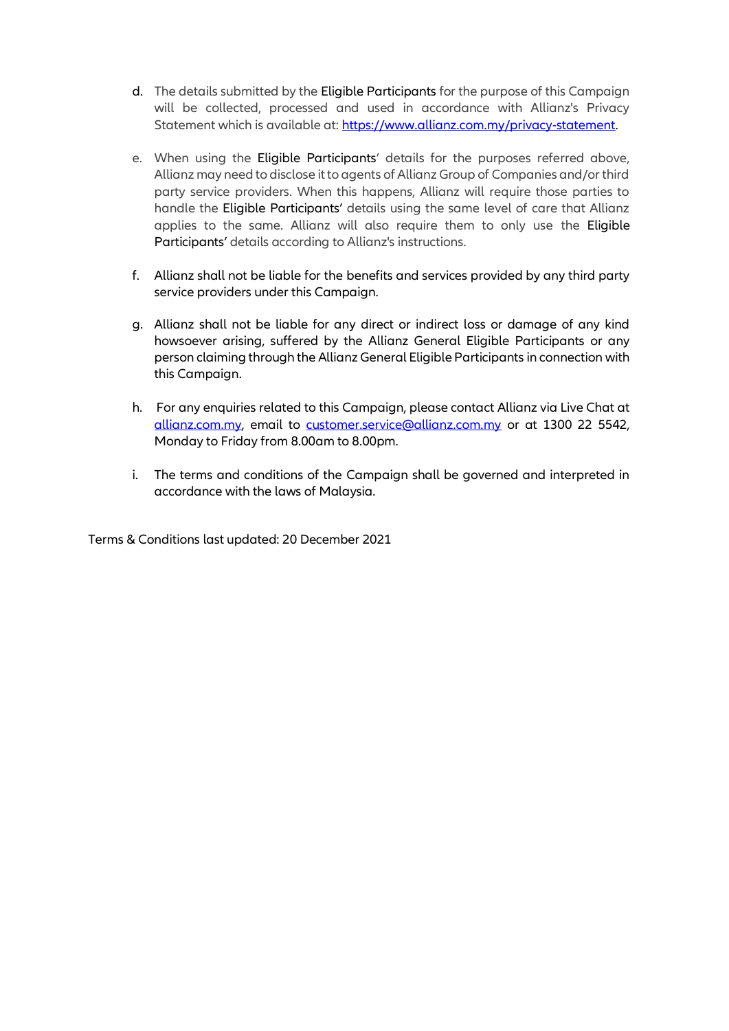d. The details submitted by the Eligible Participants for the purpose of this Campaign will be collected, processed and used in accordance with Allianz's Privacy Statement which is available at: [https://www.allianz.com.my/privacy-statement](https://www.allianz.com.my/privacy-statement).

e. When using the Eligible Participants' details for the purposes referred above, Allianz may need to disclose it to agents of Allianz Group of Companies and/or third party service providers. When this happens, Allianz will require those parties to handle the Eligible Participants' details using the same level of care that Allianz applies to the same. Allianz will also require them to only use the Eligible Participants' details according to Allianz's instructions.

f. Allianz shall not be liable for the benefits and services provided by any third party service providers under this Campaign.

g. Allianz shall not be liable for any direct or indirect loss or damage of any kind howsoever arising, suffered by the Allianz General Eligible Participants or any person claiming through the Allianz General Eligible Participants in connection with this Campaign.

h. For any enquiries related to this Campaign, please contact Allianz via Live Chat at [allianz.com.my](allianz.com.my), email to [customer.service@allianz.com.my](mailto:customer.service@allianz.com.my) or at 1300 22 5542, Monday to Friday from 8.00am to 8.00pm.

i. The terms and conditions of the Campaign shall be governed and interpreted in accordance with the laws of Malaysia.

Terms & Conditions last updated: 20 December 2021